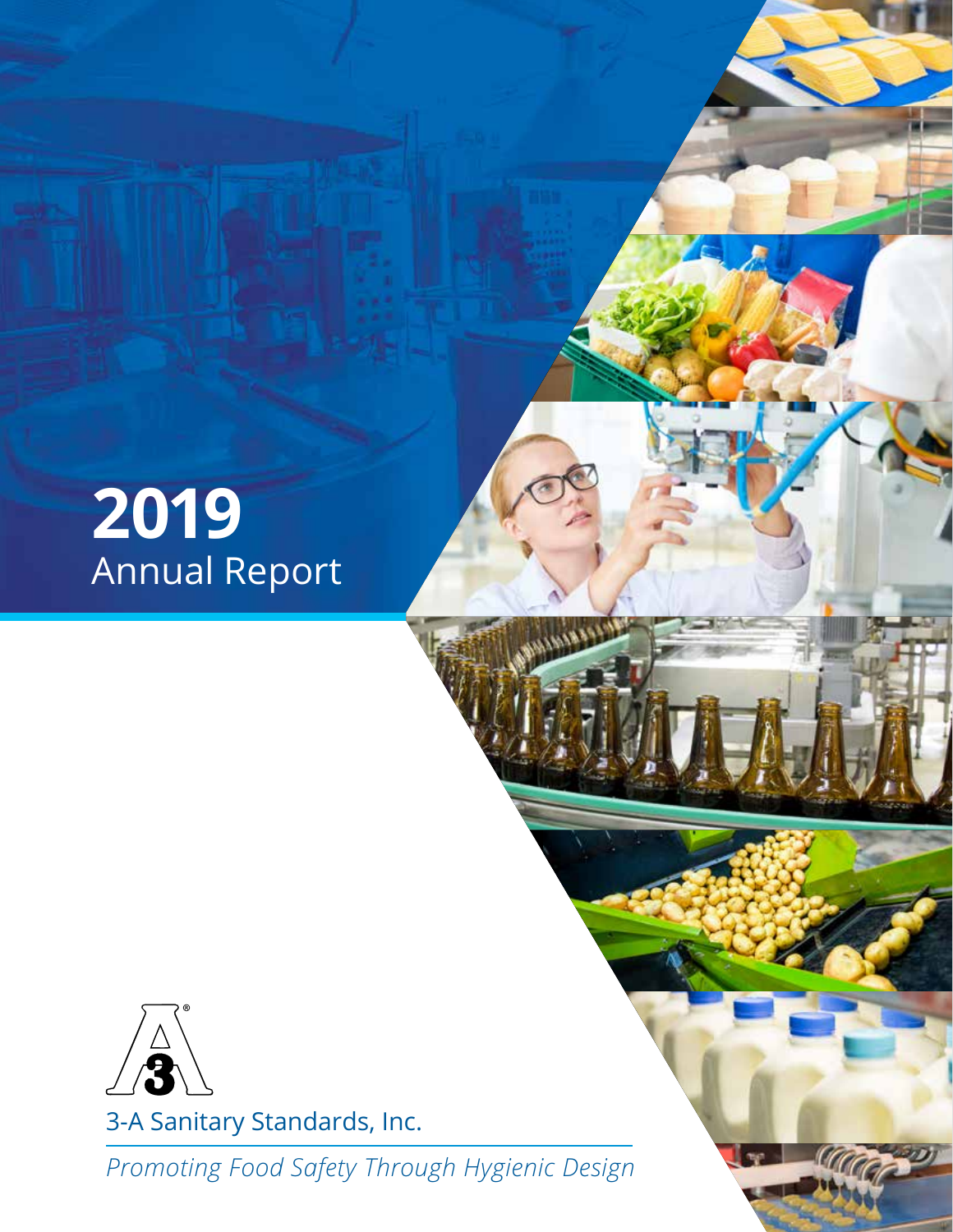# 2019
## Annual Report

3-A Sanitary Standards, Inc.

*Promoting Food Safety Through Hygienic Design*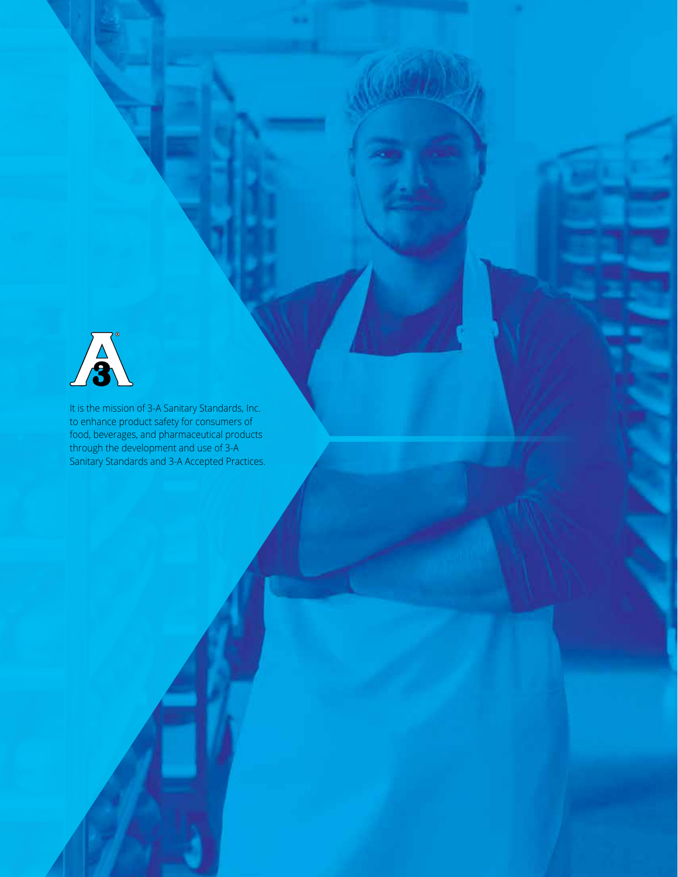It is the mission of 3-A Sanitary Standards, Inc. to enhance product safety for consumers of food, beverages, and pharmaceutical products through the development and use of 3-A Sanitary Standards and 3-A Accepted Practices.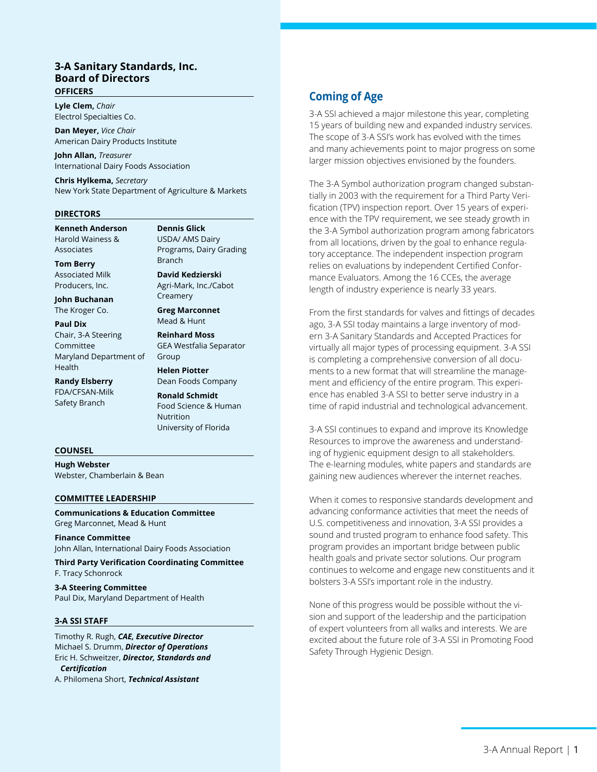## 3-A Sanitary Standards, Inc. Board of Directors

### OFFICERS

**Lyle Clem,** *Chair*
Electrol Specialties Co.

**Dan Meyer,** *Vice Chair*
American Dairy Products Institute

**John Allan,** *Treasurer*
International Dairy Foods Association

**Chris Hylkema,** *Secretary*
New York State Department of Agriculture & Markets

### DIRECTORS

**Kenneth Anderson**
Harold Wainess & Associates

**Tom Berry**
Associated Milk Producers, Inc.

**John Buchanan**
The Kroger Co.

**Paul Dix**
Chair, 3-A Steering Committee
Maryland Department of Health

**Randy Elsberry**
FDA/CFSAN-Milk Safety Branch

**Dennis Glick**
USDA/ AMS Dairy Programs, Dairy Grading Branch

**David Kedzierski**
Agri-Mark, Inc./Cabot Creamery

**Greg Marconnet**
Mead & Hunt

**Reinhard Moss**
GEA Westfalia Separator Group

**Helen Piotter**
Dean Foods Company

**Ronald Schmidt**
Food Science & Human Nutrition
University of Florida

### COUNSEL

**Hugh Webster**
Webster, Chamberlain & Bean

### COMMITTEE LEADERSHIP

**Communications & Education Committee**
Greg Marconnet, Mead & Hunt

**Finance Committee**
John Allan, International Dairy Foods Association

**Third Party Verification Coordinating Committee**
F. Tracy Schonrock

**3-A Steering Committee**
Paul Dix, Maryland Department of Health

### 3-A SSI STAFF

Timothy R. Rugh, ***CAE, Executive Director***
Michael S. Drumm, ***Director of Operations***
Eric H. Schweitzer, ***Director, Standards and Certification***
A. Philomena Short, ***Technical Assistant***

## Coming of Age

3-A SSI achieved a major milestone this year, completing 15 years of building new and expanded industry services. The scope of 3-A SSI's work has evolved with the times and many achievements point to major progress on some larger mission objectives envisioned by the founders.

The 3-A Symbol authorization program changed substantially in 2003 with the requirement for a Third Party Verification (TPV) inspection report. Over 15 years of experience with the TPV requirement, we see steady growth in the 3-A Symbol authorization program among fabricators from all locations, driven by the goal to enhance regulatory acceptance. The independent inspection program relies on evaluations by independent Certified Conformance Evaluators. Among the 16 CCEs, the average length of industry experience is nearly 33 years.

From the first standards for valves and fittings of decades ago, 3-A SSI today maintains a large inventory of modern 3-A Sanitary Standards and Accepted Practices for virtually all major types of processing equipment. 3-A SSI is completing a comprehensive conversion of all documents to a new format that will streamline the management and efficiency of the entire program. This experience has enabled 3-A SSI to better serve industry in a time of rapid industrial and technological advancement.

3-A SSI continues to expand and improve its Knowledge Resources to improve the awareness and understanding of hygienic equipment design to all stakeholders. The e-learning modules, white papers and standards are gaining new audiences wherever the internet reaches.

When it comes to responsive standards development and advancing conformance activities that meet the needs of U.S. competitiveness and innovation, 3-A SSI provides a sound and trusted program to enhance food safety. This program provides an important bridge between public health goals and private sector solutions. Our program continues to welcome and engage new constituents and it bolsters 3-A SSI's important role in the industry.

None of this progress would be possible without the vision and support of the leadership and the participation of expert volunteers from all walks and interests. We are excited about the future role of 3-A SSI in Promoting Food Safety Through Hygienic Design.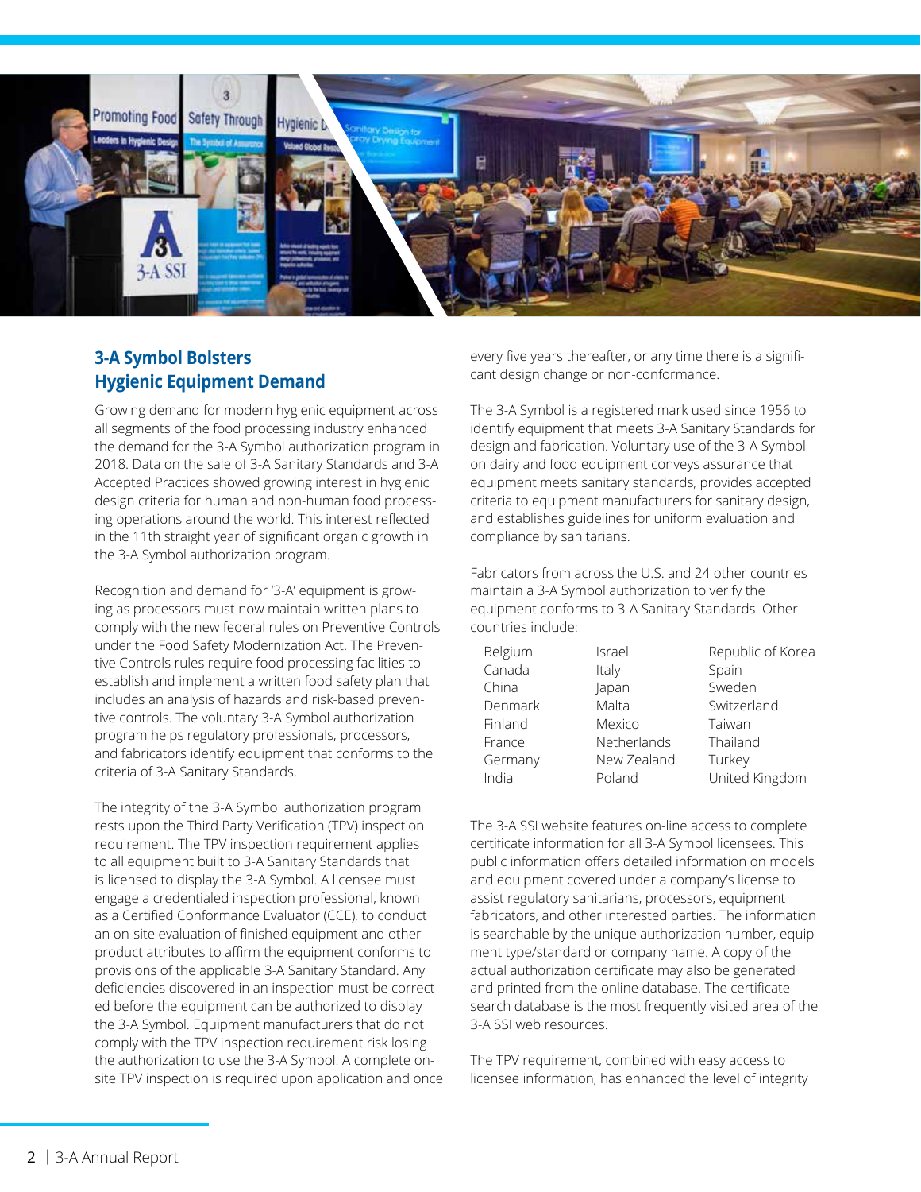## 3-A Symbol Bolsters Hygienic Equipment Demand

Growing demand for modern hygienic equipment across all segments of the food processing industry enhanced the demand for the 3-A Symbol authorization program in 2018. Data on the sale of 3-A Sanitary Standards and 3-A Accepted Practices showed growing interest in hygienic design criteria for human and non-human food processing operations around the world. This interest reflected in the 11th straight year of significant organic growth in the 3-A Symbol authorization program.

Recognition and demand for '3-A' equipment is growing as processors must now maintain written plans to comply with the new federal rules on Preventive Controls under the Food Safety Modernization Act. The Preventive Controls rules require food processing facilities to establish and implement a written food safety plan that includes an analysis of hazards and risk-based preventive controls. The voluntary 3-A Symbol authorization program helps regulatory professionals, processors, and fabricators identify equipment that conforms to the criteria of 3-A Sanitary Standards.

The integrity of the 3-A Symbol authorization program rests upon the Third Party Verification (TPV) inspection requirement. The TPV inspection requirement applies to all equipment built to 3-A Sanitary Standards that is licensed to display the 3-A Symbol. A licensee must engage a credentialed inspection professional, known as a Certified Conformance Evaluator (CCE), to conduct an on-site evaluation of finished equipment and other product attributes to affirm the equipment conforms to provisions of the applicable 3-A Sanitary Standard. Any deficiencies discovered in an inspection must be corrected before the equipment can be authorized to display the 3-A Symbol. Equipment manufacturers that do not comply with the TPV inspection requirement risk losing the authorization to use the 3-A Symbol. A complete on-site TPV inspection is required upon application and once every five years thereafter, or any time there is a significant design change or non-conformance.

The 3-A Symbol is a registered mark used since 1956 to identify equipment that meets 3-A Sanitary Standards for design and fabrication. Voluntary use of the 3-A Symbol on dairy and food equipment conveys assurance that equipment meets sanitary standards, provides accepted criteria to equipment manufacturers for sanitary design, and establishes guidelines for uniform evaluation and compliance by sanitarians.

Fabricators from across the U.S. and 24 other countries maintain a 3-A Symbol authorization to verify the equipment conforms to 3-A Sanitary Standards. Other countries include:

| | | |
|---|---|---|
| Belgium | Israel | Republic of Korea |
| Canada | Italy | Spain |
| China | Japan | Sweden |
| Denmark | Malta | Switzerland |
| Finland | Mexico | Taiwan |
| France | Netherlands | Thailand |
| Germany | New Zealand | Turkey |
| India | Poland | United Kingdom |

The 3-A SSI website features on-line access to complete certificate information for all 3-A Symbol licensees. This public information offers detailed information on models and equipment covered under a company's license to assist regulatory sanitarians, processors, equipment fabricators, and other interested parties. The information is searchable by the unique authorization number, equipment type/standard or company name. A copy of the actual authorization certificate may also be generated and printed from the online database. The certificate search database is the most frequently visited area of the 3-A SSI web resources.

The TPV requirement, combined with easy access to licensee information, has enhanced the level of integrity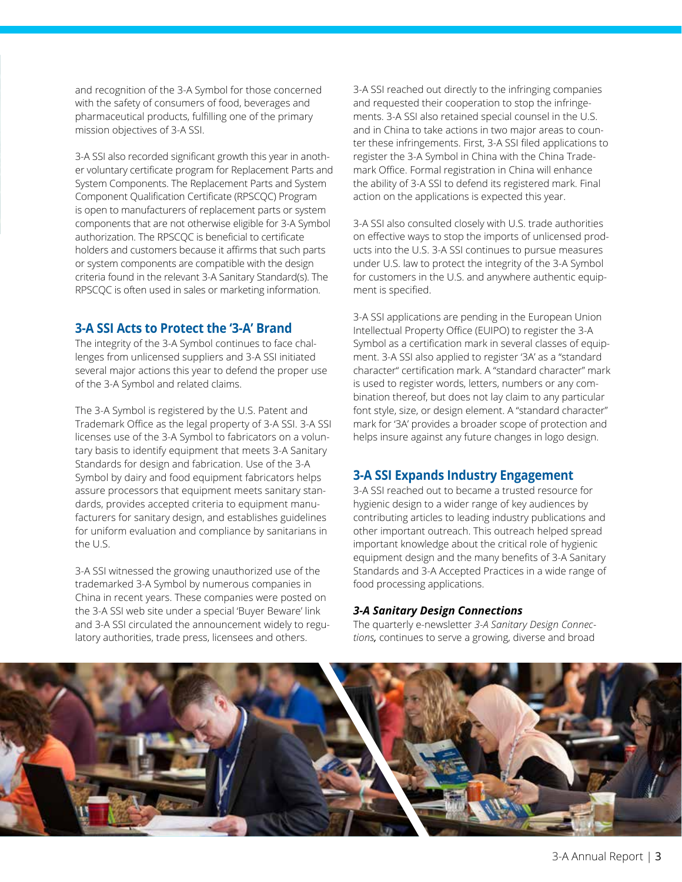and recognition of the 3-A Symbol for those concerned with the safety of consumers of food, beverages and pharmaceutical products, fulfilling one of the primary mission objectives of 3-A SSI.

3-A SSI also recorded significant growth this year in another voluntary certificate program for Replacement Parts and System Components. The Replacement Parts and System Component Qualification Certificate (RPSCQC) Program is open to manufacturers of replacement parts or system components that are not otherwise eligible for 3-A Symbol authorization. The RPSCQC is beneficial to certificate holders and customers because it affirms that such parts or system components are compatible with the design criteria found in the relevant 3-A Sanitary Standard(s). The RPSCQC is often used in sales or marketing information.

## 3-A SSI Acts to Protect the '3-A' Brand

The integrity of the 3-A Symbol continues to face challenges from unlicensed suppliers and 3-A SSI initiated several major actions this year to defend the proper use of the 3-A Symbol and related claims.

The 3-A Symbol is registered by the U.S. Patent and Trademark Office as the legal property of 3-A SSI. 3-A SSI licenses use of the 3-A Symbol to fabricators on a voluntary basis to identify equipment that meets 3-A Sanitary Standards for design and fabrication. Use of the 3-A Symbol by dairy and food equipment fabricators helps assure processors that equipment meets sanitary standards, provides accepted criteria to equipment manufacturers for sanitary design, and establishes guidelines for uniform evaluation and compliance by sanitarians in the U.S.

3-A SSI witnessed the growing unauthorized use of the trademarked 3-A Symbol by numerous companies in China in recent years. These companies were posted on the 3-A SSI web site under a special 'Buyer Beware' link and 3-A SSI circulated the announcement widely to regulatory authorities, trade press, licensees and others.

3-A SSI reached out directly to the infringing companies and requested their cooperation to stop the infringements. 3-A SSI also retained special counsel in the U.S. and in China to take actions in two major areas to counter these infringements. First, 3-A SSI filed applications to register the 3-A Symbol in China with the China Trademark Office. Formal registration in China will enhance the ability of 3-A SSI to defend its registered mark. Final action on the applications is expected this year.

3-A SSI also consulted closely with U.S. trade authorities on effective ways to stop the imports of unlicensed products into the U.S. 3-A SSI continues to pursue measures under U.S. law to protect the integrity of the 3-A Symbol for customers in the U.S. and anywhere authentic equipment is specified.

3-A SSI applications are pending in the European Union Intellectual Property Office (EUIPO) to register the 3-A Symbol as a certification mark in several classes of equipment. 3-A SSI also applied to register '3A' as a "standard character" certification mark. A "standard character" mark is used to register words, letters, numbers or any combination thereof, but does not lay claim to any particular font style, size, or design element. A "standard character" mark for '3A' provides a broader scope of protection and helps insure against any future changes in logo design.

## 3-A SSI Expands Industry Engagement

3-A SSI reached out to became a trusted resource for hygienic design to a wider range of key audiences by contributing articles to leading industry publications and other important outreach. This outreach helped spread important knowledge about the critical role of hygienic equipment design and the many benefits of 3-A Sanitary Standards and 3-A Accepted Practices in a wide range of food processing applications.

### *3-A Sanitary Design Connections*

The quarterly e-newsletter *3-A Sanitary Design Connections,* continues to serve a growing, diverse and broad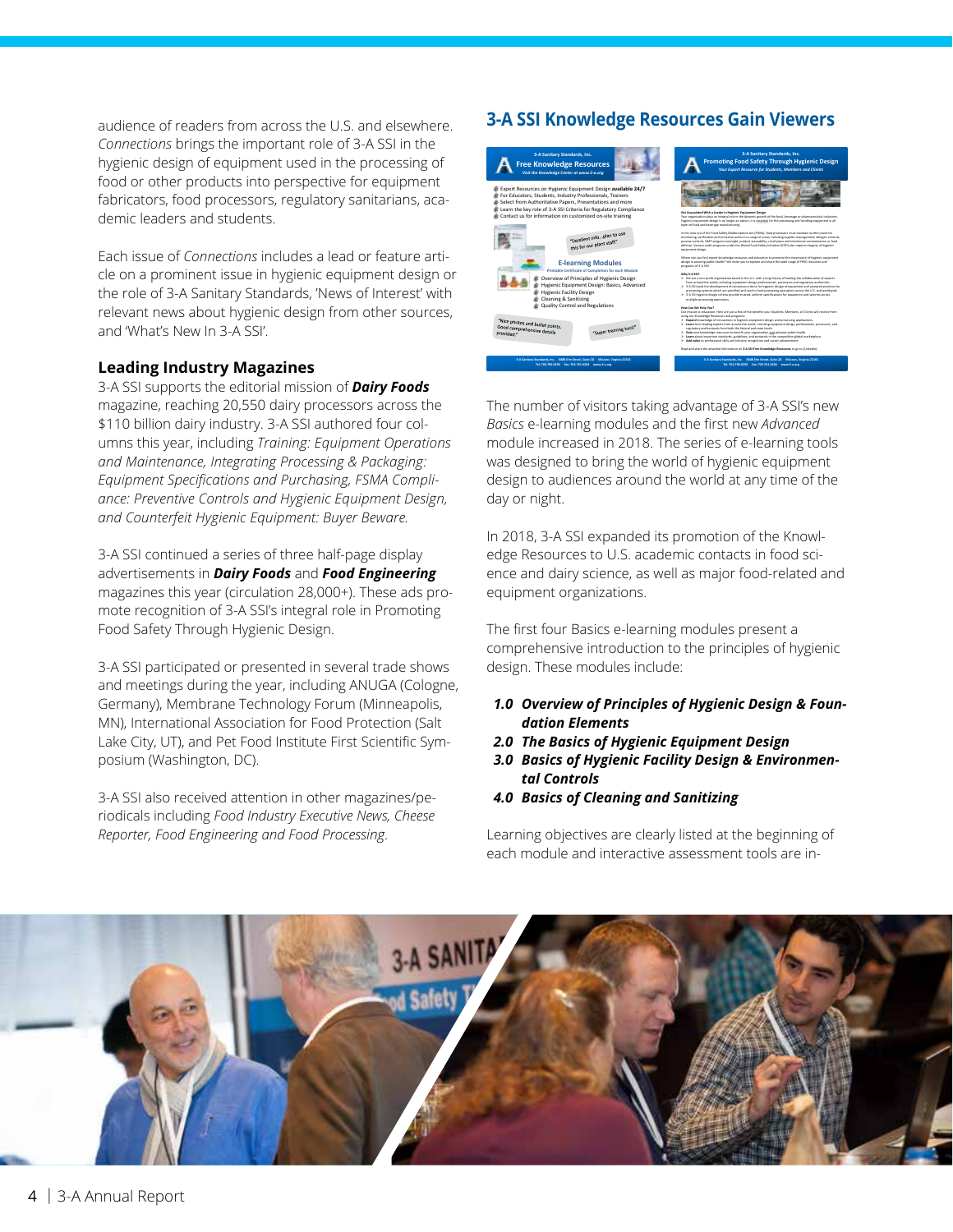audience of readers from across the U.S. and elsewhere. *Connections* brings the important role of 3-A SSI in the hygienic design of equipment used in the processing of food or other products into perspective for equipment fabricators, food processors, regulatory sanitarians, academic leaders and students.

Each issue of *Connections* includes a lead or feature article on a prominent issue in hygienic equipment design or the role of 3-A Sanitary Standards, 'News of Interest' with relevant news about hygienic design from other sources, and 'What's New In 3-A SSI'.

### Leading Industry Magazines

3-A SSI supports the editorial mission of ***Dairy Foods*** magazine, reaching 20,550 dairy processors across the $110 billion dairy industry. 3-A SSI authored four columns this year, including *Training: Equipment Operations and Maintenance, Integrating Processing & Packaging: Equipment Specifications and Purchasing, FSMA Compliance: Preventive Controls and Hygienic Equipment Design, and Counterfeit Hygienic Equipment: Buyer Beware.*

3-A SSI continued a series of three half-page display advertisements in ***Dairy Foods*** and ***Food Engineering*** magazines this year (circulation 28,000+). These ads promote recognition of 3-A SSI's integral role in Promoting Food Safety Through Hygienic Design.

3-A SSI participated or presented in several trade shows and meetings during the year, including ANUGA (Cologne, Germany), Membrane Technology Forum (Minneapolis, MN), International Association for Food Protection (Salt Lake City, UT), and Pet Food Institute First Scientific Symposium (Washington, DC).

3-A SSI also received attention in other magazines/periodicals including *Food Industry Executive News, Cheese Reporter, Food Engineering and Food Processing*.

## 3-A SSI Knowledge Resources Gain Viewers

The number of visitors taking advantage of 3-A SSI's new *Basics* e-learning modules and the first new *Advanced* module increased in 2018. The series of e-learning tools was designed to bring the world of hygienic equipment design to audiences around the world at any time of the day or night.

In 2018, 3-A SSI expanded its promotion of the Knowledge Resources to U.S. academic contacts in food science and dairy science, as well as major food-related and equipment organizations.

The first four Basics e-learning modules present a comprehensive introduction to the principles of hygienic design. These modules include:

- ***1.0 Overview of Principles of Hygienic Design & Foundation Elements***
- ***2.0 The Basics of Hygienic Equipment Design***
- ***3.0 Basics of Hygienic Facility Design & Environmental Controls***
- ***4.0 Basics of Cleaning and Sanitizing***

Learning objectives are clearly listed at the beginning of each module and interactive assessment tools are in-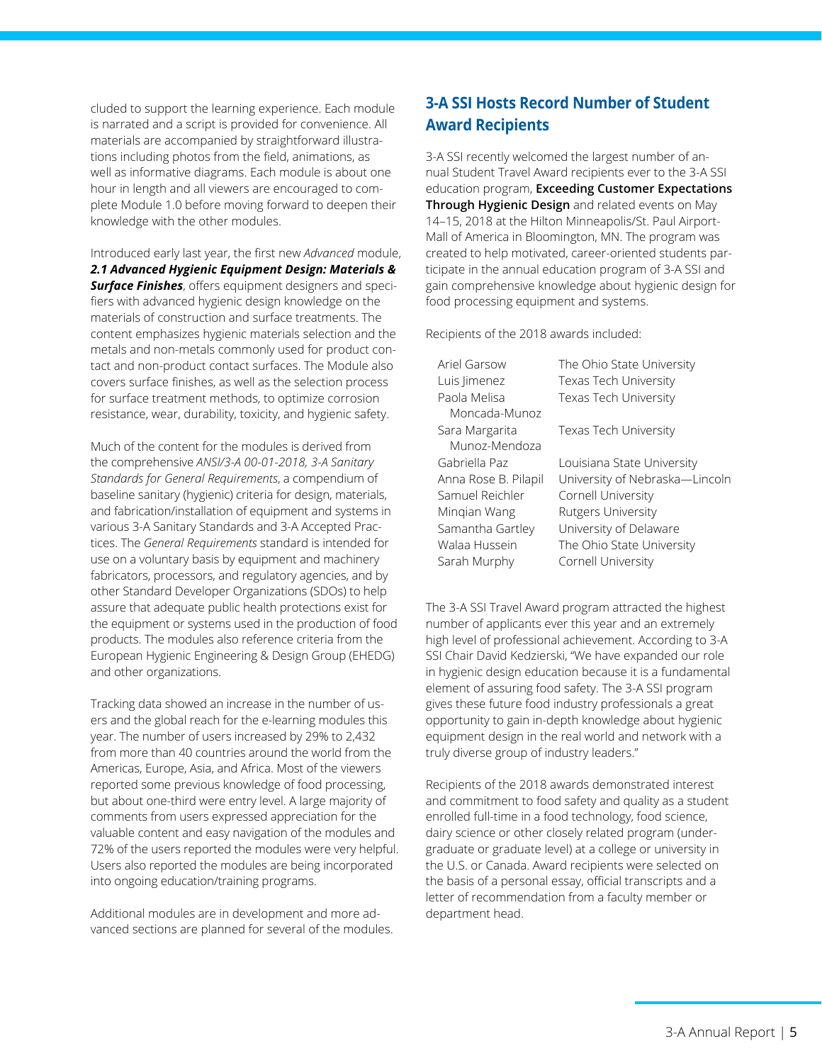cluded to support the learning experience. Each module is narrated and a script is provided for convenience. All materials are accompanied by straightforward illustrations including photos from the field, animations, as well as informative diagrams. Each module is about one hour in length and all viewers are encouraged to complete Module 1.0 before moving forward to deepen their knowledge with the other modules.

Introduced early last year, the first new *Advanced* module, ***2.1 Advanced Hygienic Equipment Design: Materials & Surface Finishes***, offers equipment designers and specifiers with advanced hygienic design knowledge on the materials of construction and surface treatments. The content emphasizes hygienic materials selection and the metals and non-metals commonly used for product contact and non-product contact surfaces. The Module also covers surface finishes, as well as the selection process for surface treatment methods, to optimize corrosion resistance, wear, durability, toxicity, and hygienic safety.

Much of the content for the modules is derived from the comprehensive *ANSI/3-A 00-01-2018, 3-A Sanitary Standards for General Requirements*, a compendium of baseline sanitary (hygienic) criteria for design, materials, and fabrication/installation of equipment and systems in various 3-A Sanitary Standards and 3-A Accepted Practices. The *General Requirements* standard is intended for use on a voluntary basis by equipment and machinery fabricators, processors, and regulatory agencies, and by other Standard Developer Organizations (SDOs) to help assure that adequate public health protections exist for the equipment or systems used in the production of food products. The modules also reference criteria from the European Hygienic Engineering & Design Group (EHEDG) and other organizations.

Tracking data showed an increase in the number of users and the global reach for the e-learning modules this year. The number of users increased by 29% to 2,432 from more than 40 countries around the world from the Americas, Europe, Asia, and Africa. Most of the viewers reported some previous knowledge of food processing, but about one-third were entry level. A large majority of comments from users expressed appreciation for the valuable content and easy navigation of the modules and 72% of the users reported the modules were very helpful. Users also reported the modules are being incorporated into ongoing education/training programs.

Additional modules are in development and more advanced sections are planned for several of the modules.

## 3-A SSI Hosts Record Number of Student Award Recipients

3-A SSI recently welcomed the largest number of annual Student Travel Award recipients ever to the 3-A SSI education program, **Exceeding Customer Expectations Through Hygienic Design** and related events on May 14–15, 2018 at the Hilton Minneapolis/St. Paul Airport-Mall of America in Bloomington, MN. The program was created to help motivated, career-oriented students participate in the annual education program of 3-A SSI and gain comprehensive knowledge about hygienic design for food processing equipment and systems.

Recipients of the 2018 awards included:

| | |
|---|---|
| Ariel Garsow | The Ohio State University |
| Luis Jimenez | Texas Tech University |
| Paola Melisa Moncada-Munoz | Texas Tech University |
| Sara Margarita Munoz-Mendoza | Texas Tech University |
| Gabriella Paz | Louisiana State University |
| Anna Rose B. Pilapil | University of Nebraska—Lincoln |
| Samuel Reichler | Cornell University |
| Minqian Wang | Rutgers University |
| Samantha Gartley | University of Delaware |
| Walaa Hussein | The Ohio State University |
| Sarah Murphy | Cornell University |

The 3-A SSI Travel Award program attracted the highest number of applicants ever this year and an extremely high level of professional achievement. According to 3-A SSI Chair David Kedzierski, "We have expanded our role in hygienic design education because it is a fundamental element of assuring food safety. The 3-A SSI program gives these future food industry professionals a great opportunity to gain in-depth knowledge about hygienic equipment design in the real world and network with a truly diverse group of industry leaders."

Recipients of the 2018 awards demonstrated interest and commitment to food safety and quality as a student enrolled full-time in a food technology, food science, dairy science or other closely related program (undergraduate or graduate level) at a college or university in the U.S. or Canada. Award recipients were selected on the basis of a personal essay, official transcripts and a letter of recommendation from a faculty member or department head.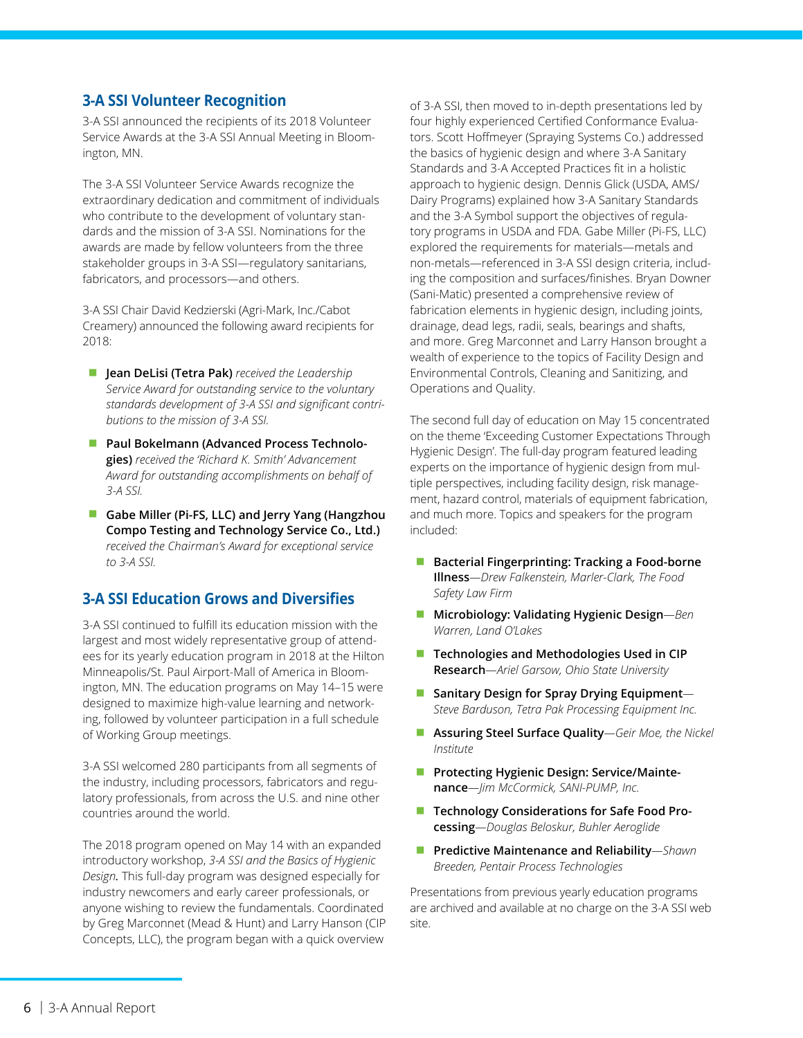## 3-A SSI Volunteer Recognition

3-A SSI announced the recipients of its 2018 Volunteer Service Awards at the 3-A SSI Annual Meeting in Bloomington, MN.

The 3-A SSI Volunteer Service Awards recognize the extraordinary dedication and commitment of individuals who contribute to the development of voluntary standards and the mission of 3-A SSI. Nominations for the awards are made by fellow volunteers from the three stakeholder groups in 3-A SSI—regulatory sanitarians, fabricators, and processors—and others.

3-A SSI Chair David Kedzierski (Agri-Mark, Inc./Cabot Creamery) announced the following award recipients for 2018:

- **Jean DeLisi (Tetra Pak)** *received the Leadership Service Award for outstanding service to the voluntary standards development of 3-A SSI and significant contributions to the mission of 3-A SSI.*
- **Paul Bokelmann (Advanced Process Technologies)** *received the 'Richard K. Smith' Advancement Award for outstanding accomplishments on behalf of 3-A SSI.*
- **Gabe Miller (Pi-FS, LLC) and Jerry Yang (Hangzhou Compo Testing and Technology Service Co., Ltd.)** *received the Chairman's Award for exceptional service to 3-A SSI.*

## 3-A SSI Education Grows and Diversifies

3-A SSI continued to fulfill its education mission with the largest and most widely representative group of attendees for its yearly education program in 2018 at the Hilton Minneapolis/St. Paul Airport-Mall of America in Bloomington, MN. The education programs on May 14–15 were designed to maximize high-value learning and networking, followed by volunteer participation in a full schedule of Working Group meetings.

3-A SSI welcomed 280 participants from all segments of the industry, including processors, fabricators and regulatory professionals, from across the U.S. and nine other countries around the world.

The 2018 program opened on May 14 with an expanded introductory workshop, *3-A SSI and the Basics of Hygienic Design*. This full-day program was designed especially for industry newcomers and early career professionals, or anyone wishing to review the fundamentals. Coordinated by Greg Marconnet (Mead & Hunt) and Larry Hanson (CIP Concepts, LLC), the program began with a quick overview of 3-A SSI, then moved to in-depth presentations led by four highly experienced Certified Conformance Evaluators. Scott Hoffmeyer (Spraying Systems Co.) addressed the basics of hygienic design and where 3-A Sanitary Standards and 3-A Accepted Practices fit in a holistic approach to hygienic design. Dennis Glick (USDA, AMS/Dairy Programs) explained how 3-A Sanitary Standards and the 3-A Symbol support the objectives of regulatory programs in USDA and FDA. Gabe Miller (Pi-FS, LLC) explored the requirements for materials—metals and non-metals—referenced in 3-A SSI design criteria, including the composition and surfaces/finishes. Bryan Downer (Sani-Matic) presented a comprehensive review of fabrication elements in hygienic design, including joints, drainage, dead legs, radii, seals, bearings and shafts, and more. Greg Marconnet and Larry Hanson brought a wealth of experience to the topics of Facility Design and Environmental Controls, Cleaning and Sanitizing, and Operations and Quality.

The second full day of education on May 15 concentrated on the theme 'Exceeding Customer Expectations Through Hygienic Design'. The full-day program featured leading experts on the importance of hygienic design from multiple perspectives, including facility design, risk management, hazard control, materials of equipment fabrication, and much more. Topics and speakers for the program included:

- **Bacterial Fingerprinting: Tracking a Food-borne Illness**—*Drew Falkenstein, Marler-Clark, The Food Safety Law Firm*
- **Microbiology: Validating Hygienic Design**—*Ben Warren, Land O'Lakes*
- **Technologies and Methodologies Used in CIP Research**—*Ariel Garsow, Ohio State University*
- **Sanitary Design for Spray Drying Equipment**—*Steve Barduson, Tetra Pak Processing Equipment Inc.*
- **Assuring Steel Surface Quality**—*Geir Moe, the Nickel Institute*
- **Protecting Hygienic Design: Service/Maintenance**—*Jim McCormick, SANI-PUMP, Inc.*
- **Technology Considerations for Safe Food Processing**—*Douglas Beloskur, Buhler Aeroglide*
- **Predictive Maintenance and Reliability**—*Shawn Breeden, Pentair Process Technologies*

Presentations from previous yearly education programs are archived and available at no charge on the 3-A SSI web site.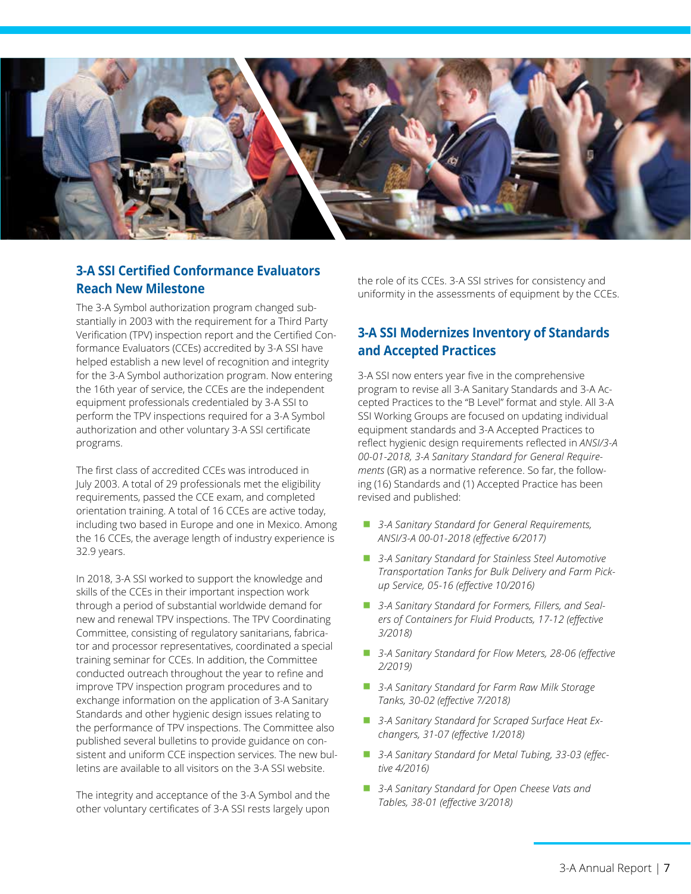## 3-A SSI Certified Conformance Evaluators Reach New Milestone

The 3-A Symbol authorization program changed substantially in 2003 with the requirement for a Third Party Verification (TPV) inspection report and the Certified Conformance Evaluators (CCEs) accredited by 3-A SSI have helped establish a new level of recognition and integrity for the 3-A Symbol authorization program. Now entering the 16th year of service, the CCEs are the independent equipment professionals credentialed by 3-A SSI to perform the TPV inspections required for a 3-A Symbol authorization and other voluntary 3-A SSI certificate programs.

The first class of accredited CCEs was introduced in July 2003. A total of 29 professionals met the eligibility requirements, passed the CCE exam, and completed orientation training. A total of 16 CCEs are active today, including two based in Europe and one in Mexico. Among the 16 CCEs, the average length of industry experience is 32.9 years.

In 2018, 3-A SSI worked to support the knowledge and skills of the CCEs in their important inspection work through a period of substantial worldwide demand for new and renewal TPV inspections. The TPV Coordinating Committee, consisting of regulatory sanitarians, fabricator and processor representatives, coordinated a special training seminar for CCEs. In addition, the Committee conducted outreach throughout the year to refine and improve TPV inspection program procedures and to exchange information on the application of 3-A Sanitary Standards and other hygienic design issues relating to the performance of TPV inspections. The Committee also published several bulletins to provide guidance on consistent and uniform CCE inspection services. The new bulletins are available to all visitors on the 3-A SSI website.

The integrity and acceptance of the 3-A Symbol and the other voluntary certificates of 3-A SSI rests largely upon the role of its CCEs. 3-A SSI strives for consistency and uniformity in the assessments of equipment by the CCEs.

## 3-A SSI Modernizes Inventory of Standards and Accepted Practices

3-A SSI now enters year five in the comprehensive program to revise all 3-A Sanitary Standards and 3-A Accepted Practices to the "B Level" format and style. All 3-A SSI Working Groups are focused on updating individual equipment standards and 3-A Accepted Practices to reflect hygienic design requirements reflected in *ANSI/3-A 00-01-2018, 3-A Sanitary Standard for General Requirements* (GR) as a normative reference. So far, the following (16) Standards and (1) Accepted Practice has been revised and published:

- *3-A Sanitary Standard for General Requirements, ANSI/3-A 00-01-2018 (effective 6/2017)*
- *3-A Sanitary Standard for Stainless Steel Automotive Transportation Tanks for Bulk Delivery and Farm Pick-up Service, 05-16 (effective 10/2016)*
- *3-A Sanitary Standard for Formers, Fillers, and Sealers of Containers for Fluid Products, 17-12 (effective 3/2018)*
- *3-A Sanitary Standard for Flow Meters, 28-06 (effective 2/2019)*
- *3-A Sanitary Standard for Farm Raw Milk Storage Tanks, 30-02 (effective 7/2018)*
- *3-A Sanitary Standard for Scraped Surface Heat Exchangers, 31-07 (effective 1/2018)*
- *3-A Sanitary Standard for Metal Tubing, 33-03 (effective 4/2016)*
- *3-A Sanitary Standard for Open Cheese Vats and Tables, 38-01 (effective 3/2018)*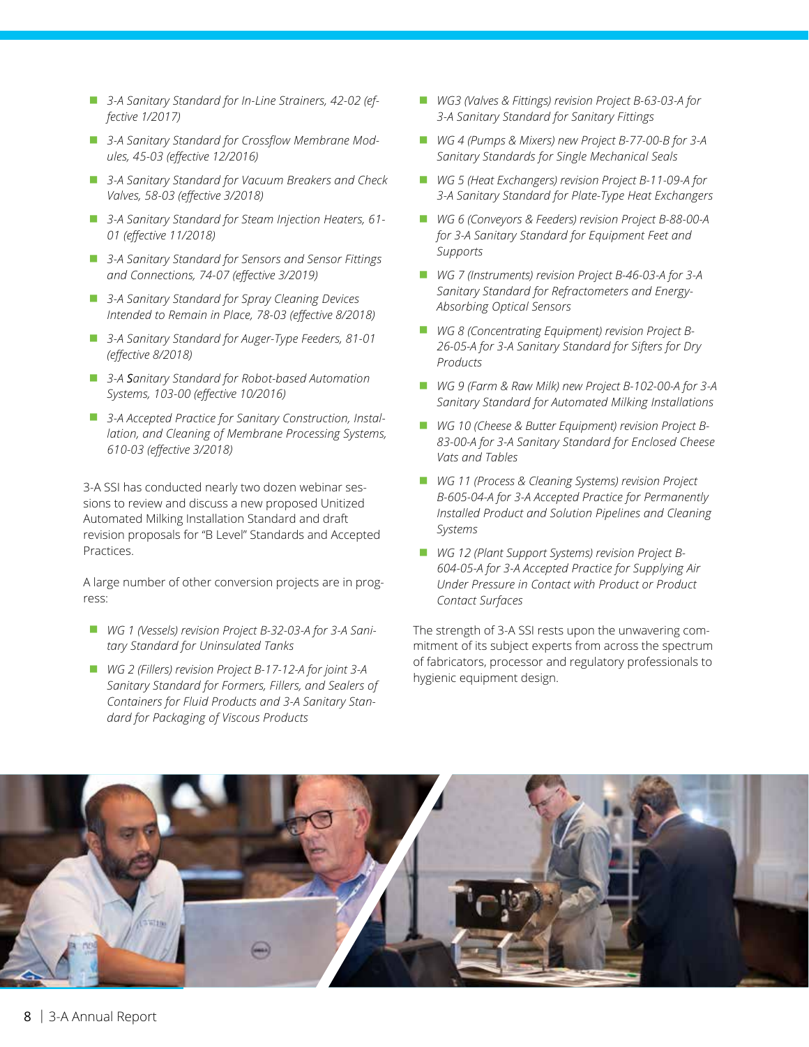- *3-A Sanitary Standard for In-Line Strainers, 42-02 (effective 1/2017)*
- *3-A Sanitary Standard for Crossflow Membrane Modules, 45-03 (effective 12/2016)*
- *3-A Sanitary Standard for Vacuum Breakers and Check Valves, 58-03 (effective 3/2018)*
- *3-A Sanitary Standard for Steam Injection Heaters, 61-01 (effective 11/2018)*
- *3-A Sanitary Standard for Sensors and Sensor Fittings and Connections, 74-07 (effective 3/2019)*
- *3-A Sanitary Standard for Spray Cleaning Devices Intended to Remain in Place, 78-03 (effective 8/2018)*
- *3-A Sanitary Standard for Auger-Type Feeders, 81-01 (effective 8/2018)*
- *3-A Sanitary Standard for Robot-based Automation Systems, 103-00 (effective 10/2016)*
- *3-A Accepted Practice for Sanitary Construction, Installation, and Cleaning of Membrane Processing Systems, 610-03 (effective 3/2018)*

3-A SSI has conducted nearly two dozen webinar sessions to review and discuss a new proposed Unitized Automated Milking Installation Standard and draft revision proposals for "B Level" Standards and Accepted Practices.

A large number of other conversion projects are in progress:

- *WG 1 (Vessels) revision Project B-32-03-A for 3-A Sanitary Standard for Uninsulated Tanks*
- *WG 2 (Fillers) revision Project B-17-12-A for joint 3-A Sanitary Standard for Formers, Fillers, and Sealers of Containers for Fluid Products and 3-A Sanitary Standard for Packaging of Viscous Products*
- *WG3 (Valves & Fittings) revision Project B-63-03-A for 3-A Sanitary Standard for Sanitary Fittings*
- *WG 4 (Pumps & Mixers) new Project B-77-00-B for 3-A Sanitary Standards for Single Mechanical Seals*
- *WG 5 (Heat Exchangers) revision Project B-11-09-A for 3-A Sanitary Standard for Plate-Type Heat Exchangers*
- *WG 6 (Conveyors & Feeders) revision Project B-88-00-A for 3-A Sanitary Standard for Equipment Feet and Supports*
- *WG 7 (Instruments) revision Project B-46-03-A for 3-A Sanitary Standard for Refractometers and Energy-Absorbing Optical Sensors*
- *WG 8 (Concentrating Equipment) revision Project B-26-05-A for 3-A Sanitary Standard for Sifters for Dry Products*
- *WG 9 (Farm & Raw Milk) new Project B-102-00-A for 3-A Sanitary Standard for Automated Milking Installations*
- *WG 10 (Cheese & Butter Equipment) revision Project B-83-00-A for 3-A Sanitary Standard for Enclosed Cheese Vats and Tables*
- *WG 11 (Process & Cleaning Systems) revision Project B-605-04-A for 3-A Accepted Practice for Permanently Installed Product and Solution Pipelines and Cleaning Systems*
- *WG 12 (Plant Support Systems) revision Project B-604-05-A for 3-A Accepted Practice for Supplying Air Under Pressure in Contact with Product or Product Contact Surfaces*

The strength of 3-A SSI rests upon the unwavering commitment of its subject experts from across the spectrum of fabricators, processor and regulatory professionals to hygienic equipment design.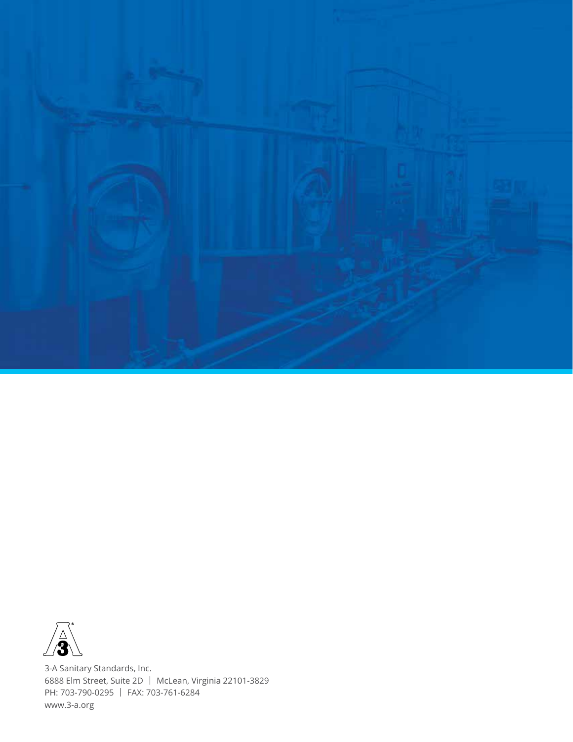3-A Sanitary Standards, Inc.
6888 Elm Street, Suite 2D | McLean, Virginia 22101-3829
PH: 703-790-0295 | FAX: 703-761-6284
www.3-a.org